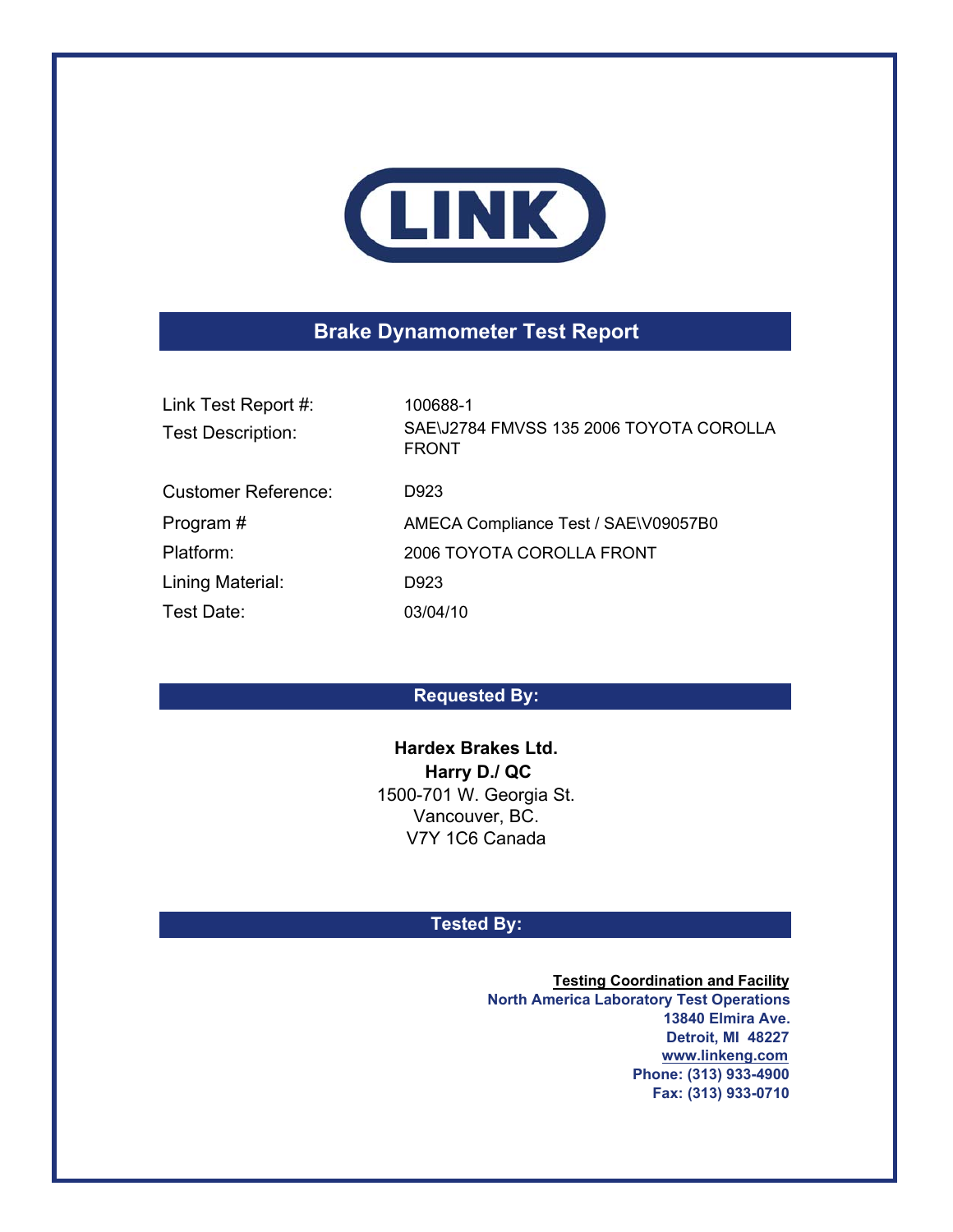LINK

# Brake Dynamometer Test Report

| | |
|---|---|
| Link Test Report #: | 100688-1 |
| Test Description: | SAE\J2784 FMVSS 135 2006 TOYOTA COROLLA FRONT |
| Customer Reference: | D923 |
| Program # | AMECA Compliance Test / SAE\V09057B0 |
| Platform: | 2006 TOYOTA COROLLA FRONT |
| Lining Material: | D923 |
| Test Date: | 03/04/10 |

## Requested By:

**Hardex Brakes Ltd.**
**Harry D./ QC**
1500-701 W. Georgia St.
Vancouver, BC.
V7Y 1C6 Canada

## Tested By:

**Testing Coordination and Facility**
**North America Laboratory Test Operations**
**13840 Elmira Ave.**
**Detroit, MI 48227**
**www.linkeng.com**
**Phone: (313) 933-4900**
**Fax: (313) 933-0710**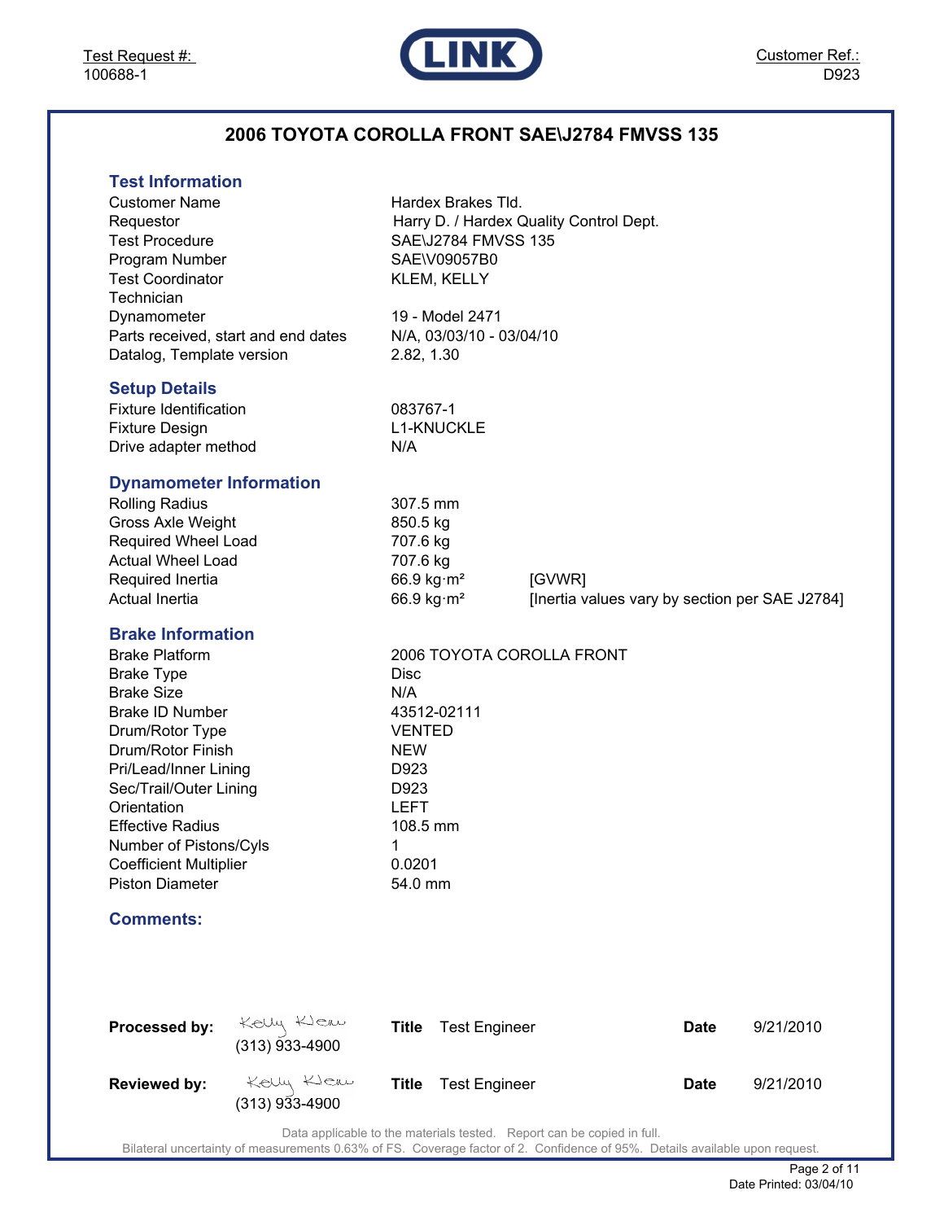Test Request #: 100688-1

Customer Ref.: D923

# 2006 TOYOTA COROLLA FRONT SAE\J2784 FMVSS 135

## Test Information

| | |
|---|---|
| Customer Name | Hardex Brakes Tld. |
| Requestor | Harry D. / Hardex Quality Control Dept. |
| Test Procedure | SAE\J2784 FMVSS 135 |
| Program Number | SAE\V09057B0 |
| Test Coordinator | KLEM, KELLY |
| Technician | |
| Dynamometer | 19 - Model 2471 |
| Parts received, start and end dates | N/A, 03/03/10 - 03/04/10 |
| Datalog, Template version | 2.82, 1.30 |

## Setup Details

| | |
|---|---|
| Fixture Identification | 083767-1 |
| Fixture Design | L1-KNUCKLE |
| Drive adapter method | N/A |

## Dynamometer Information

| | | |
|---|---|---|
| Rolling Radius | 307.5 mm | |
| Gross Axle Weight | 850.5 kg | |
| Required Wheel Load | 707.6 kg | |
| Actual Wheel Load | 707.6 kg | |
| Required Inertia | 66.9 kg·m² | [GVWR] |
| Actual Inertia | 66.9 kg·m² | [Inertia values vary by section per SAE J2784] |

## Brake Information

| | |
|---|---|
| Brake Platform | 2006 TOYOTA COROLLA FRONT |
| Brake Type | Disc |
| Brake Size | N/A |
| Brake ID Number | 43512-02111 |
| Drum/Rotor Type | VENTED |
| Drum/Rotor Finish | NEW |
| Pri/Lead/Inner Lining | D923 |
| Sec/Trail/Outer Lining | D923 |
| Orientation | LEFT |
| Effective Radius | 108.5 mm |
| Number of Pistons/Cyls | 1 |
| Coefficient Multiplier | 0.0201 |
| Piston Diameter | 54.0 mm |

## Comments:

| | | | | | |
|---|---|---|---|---|---|
| **Processed by:** | Kelly Klem (313) 933-4900 | **Title** | Test Engineer | **Date** | 9/21/2010 |
| **Reviewed by:** | Kelly Klem (313) 933-4900 | **Title** | Test Engineer | **Date** | 9/21/2010 |

Data applicable to the materials tested. Report can be copied in full.
Bilateral uncertainty of measurements 0.63% of FS. Coverage factor of 2. Confidence of 95%. Details available upon request.

Date Printed: 03/04/10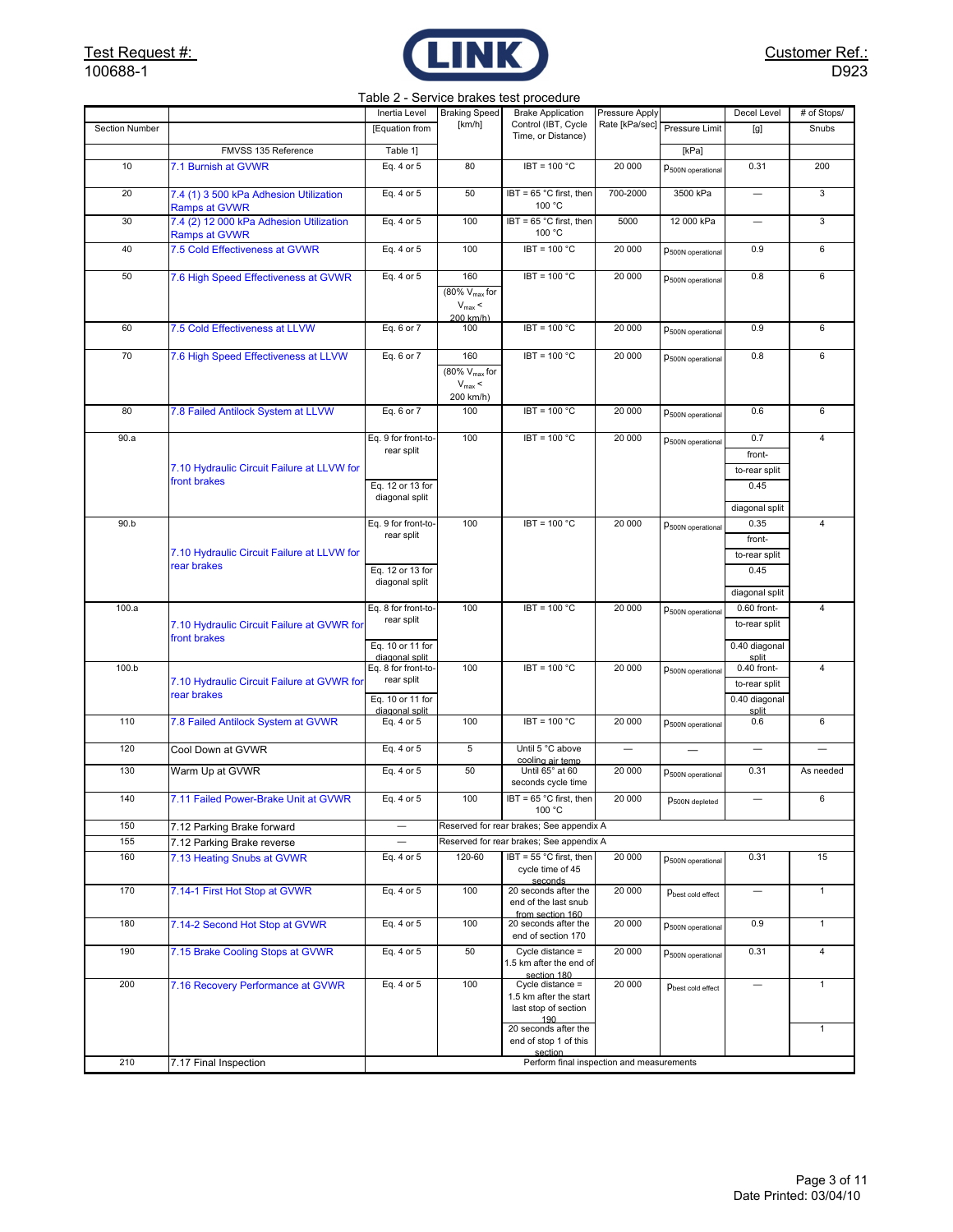Test Request #: 100688-1

Customer Ref.: D923

Table 2 - Service brakes test procedure

| Section Number | FMVSS 135 Reference | Inertia Level [Equation from Table 1] | Braking Speed [km/h] | Brake Application Control (IBT, Cycle Time, or Distance) | Pressure Apply Rate [kPa/sec] | Pressure Limit [kPa] | Decel Level [g] | # of Stops/ Snubs |
|---|---|---|---|---|---|---|---|---|
| 10 | 7.1 Burnish at GVWR | Eq. 4 or 5 | 80 | IBT = 100 °C | 20 000 | $p_{500N\ operational}$ | 0.31 | 200 |
| 20 | 7.4 (1) 3 500 kPa Adhesion Utilization Ramps at GVWR | Eq. 4 or 5 | 50 | IBT = 65 °C first, then 100 °C | 700-2000 | 3500 kPa | — | 3 |
| 30 | 7.4 (2) 12 000 kPa Adhesion Utilization Ramps at GVWR | Eq. 4 or 5 | 100 | IBT = 65 °C first, then 100 °C | 5000 | 12 000 kPa | — | 3 |
| 40 | 7.5 Cold Effectiveness at GVWR | Eq. 4 or 5 | 100 | IBT = 100 °C | 20 000 | $p_{500N\ operational}$ | 0.9 | 6 |
| 50 | 7.6 High Speed Effectiveness at GVWR | Eq. 4 or 5 | 160 (80% $V_{max}$ for $V_{max}$ < 200 km/h) | IBT = 100 °C | 20 000 | $p_{500N\ operational}$ | 0.8 | 6 |
| 60 | 7.5 Cold Effectiveness at LLVW | Eq. 6 or 7 | 100 | IBT = 100 °C | 20 000 | $p_{500N\ operational}$ | 0.9 | 6 |
| 70 | 7.6 High Speed Effectiveness at LLVW | Eq. 6 or 7 | 160 (80% $V_{max}$ for $V_{max}$ < 200 km/h) | IBT = 100 °C | 20 000 | $p_{500N\ operational}$ | 0.8 | 6 |
| 80 | 7.8 Failed Antilock System at LLVW | Eq. 6 or 7 | 100 | IBT = 100 °C | 20 000 | $p_{500N\ operational}$ | 0.6 | 6 |
| 90.a | 7.10 Hydraulic Circuit Failure at LLVW for front brakes | Eq. 9 for front-to-rear split; Eq. 12 or 13 for diagonal split | 100 | IBT = 100 °C | 20 000 | $p_{500N\ operational}$ | 0.7 front-to-rear split; 0.45 diagonal split | 4 |
| 90.b | 7.10 Hydraulic Circuit Failure at LLVW for rear brakes | Eq. 9 for front-to-rear split; Eq. 12 or 13 for diagonal split | 100 | IBT = 100 °C | 20 000 | $p_{500N\ operational}$ | 0.35 front-to-rear split; 0.45 diagonal split | 4 |
| 100.a | 7.10 Hydraulic Circuit Failure at GVWR for front brakes | Eq. 8 for front-to-rear split; Eq. 10 or 11 for diagonal split | 100 | IBT = 100 °C | 20 000 | $p_{500N\ operational}$ | 0.60 front-to-rear split; 0.40 diagonal split | 4 |
| 100.b | 7.10 Hydraulic Circuit Failure at GVWR for rear brakes | Eq. 8 for front-to-rear split; Eq. 10 or 11 for diagonal split | 100 | IBT = 100 °C | 20 000 | $p_{500N\ operational}$ | 0.40 front-to-rear split; 0.40 diagonal split | 4 |
| 110 | 7.8 Failed Antilock System at GVWR | Eq. 4 or 5 | 100 | IBT = 100 °C | 20 000 | $p_{500N\ operational}$ | 0.6 | 6 |
| 120 | Cool Down at GVWR | Eq. 4 or 5 | 5 | Until 5 °C above cooling air temp | — | — | — | — |
| 130 | Warm Up at GVWR | Eq. 4 or 5 | 50 | Until 65° at 60 seconds cycle time | 20 000 | $p_{500N\ operational}$ | 0.31 | As needed |
| 140 | 7.11 Failed Power-Brake Unit at GVWR | Eq. 4 or 5 | 100 | IBT = 65 °C first, then 100 °C | 20 000 | $p_{500N\ depleted}$ | — | 6 |
| 150 | 7.12 Parking Brake forward | — | Reserved for rear brakes; See appendix A | | | | | |
| 155 | 7.12 Parking Brake reverse | — | Reserved for rear brakes; See appendix A | | | | | |
| 160 | 7.13 Heating Snubs at GVWR | Eq. 4 or 5 | 120-60 | IBT = 55 °C first, then cycle time of 45 seconds | 20 000 | $p_{500N\ operational}$ | 0.31 | 15 |
| 170 | 7.14-1 First Hot Stop at GVWR | Eq. 4 or 5 | 100 | 20 seconds after the end of the last snub from section 160 | 20 000 | $p_{best\ cold\ effect}$ | — | 1 |
| 180 | 7.14-2 Second Hot Stop at GVWR | Eq. 4 or 5 | 100 | 20 seconds after the end of section 170 | 20 000 | $p_{500N\ operational}$ | 0.9 | 1 |
| 190 | 7.15 Brake Cooling Stops at GVWR | Eq. 4 or 5 | 50 | Cycle distance = 1.5 km after the end of section 180 | 20 000 | $p_{500N\ operational}$ | 0.31 | 4 |
| 200 | 7.16 Recovery Performance at GVWR | Eq. 4 or 5 | 100 | Cycle distance = 1.5 km after the start last stop of section 190 | 20 000 | $p_{best\ cold\ effect}$ | — | 1 |
| | | | | 20 seconds after the end of stop 1 of this section | | | | 1 |
| 210 | 7.17 Final Inspection | Perform final inspection and measurements | | | | | | |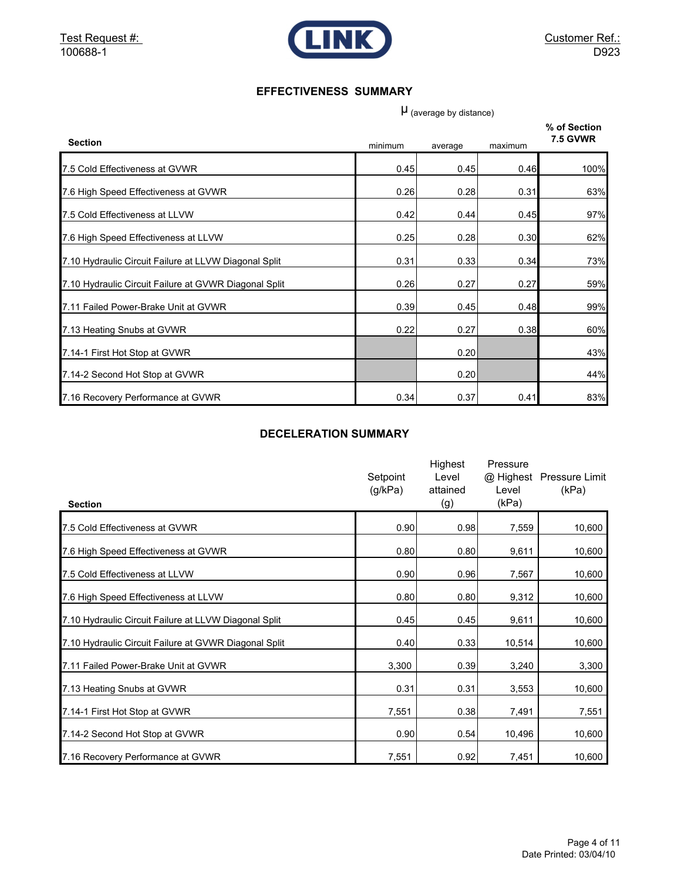Test Request #:
100688-1

Customer Ref.:
D923

## EFFECTIVENESS SUMMARY

| Section | μ (average by distance) minimum | average | maximum | % of Section 7.5 GVWR |
|---|---|---|---|---|
| 7.5 Cold Effectiveness at GVWR | 0.45 | 0.45 | 0.46 | 100% |
| 7.6 High Speed Effectiveness at GVWR | 0.26 | 0.28 | 0.31 | 63% |
| 7.5 Cold Effectiveness at LLVW | 0.42 | 0.44 | 0.45 | 97% |
| 7.6 High Speed Effectiveness at LLVW | 0.25 | 0.28 | 0.30 | 62% |
| 7.10 Hydraulic Circuit Failure at LLVW Diagonal Split | 0.31 | 0.33 | 0.34 | 73% |
| 7.10 Hydraulic Circuit Failure at GVWR Diagonal Split | 0.26 | 0.27 | 0.27 | 59% |
| 7.11 Failed Power-Brake Unit at GVWR | 0.39 | 0.45 | 0.48 | 99% |
| 7.13 Heating Snubs at GVWR | 0.22 | 0.27 | 0.38 | 60% |
| 7.14-1 First Hot Stop at GVWR | | 0.20 | | 43% |
| 7.14-2 Second Hot Stop at GVWR | | 0.20 | | 44% |
| 7.16 Recovery Performance at GVWR | 0.34 | 0.37 | 0.41 | 83% |

## DECELERATION SUMMARY

| Section | Setpoint (g/kPa) | Highest Level attained (g) | Pressure @ Highest Level (kPa) | Pressure Limit (kPa) |
|---|---|---|---|---|
| 7.5 Cold Effectiveness at GVWR | 0.90 | 0.98 | 7,559 | 10,600 |
| 7.6 High Speed Effectiveness at GVWR | 0.80 | 0.80 | 9,611 | 10,600 |
| 7.5 Cold Effectiveness at LLVW | 0.90 | 0.96 | 7,567 | 10,600 |
| 7.6 High Speed Effectiveness at LLVW | 0.80 | 0.80 | 9,312 | 10,600 |
| 7.10 Hydraulic Circuit Failure at LLVW Diagonal Split | 0.45 | 0.45 | 9,611 | 10,600 |
| 7.10 Hydraulic Circuit Failure at GVWR Diagonal Split | 0.40 | 0.33 | 10,514 | 10,600 |
| 7.11 Failed Power-Brake Unit at GVWR | 3,300 | 0.39 | 3,240 | 3,300 |
| 7.13 Heating Snubs at GVWR | 0.31 | 0.31 | 3,553 | 10,600 |
| 7.14-1 First Hot Stop at GVWR | 7,551 | 0.38 | 7,491 | 7,551 |
| 7.14-2 Second Hot Stop at GVWR | 0.90 | 0.54 | 10,496 | 10,600 |
| 7.16 Recovery Performance at GVWR | 7,551 | 0.92 | 7,451 | 10,600 |

Date Printed: 03/04/10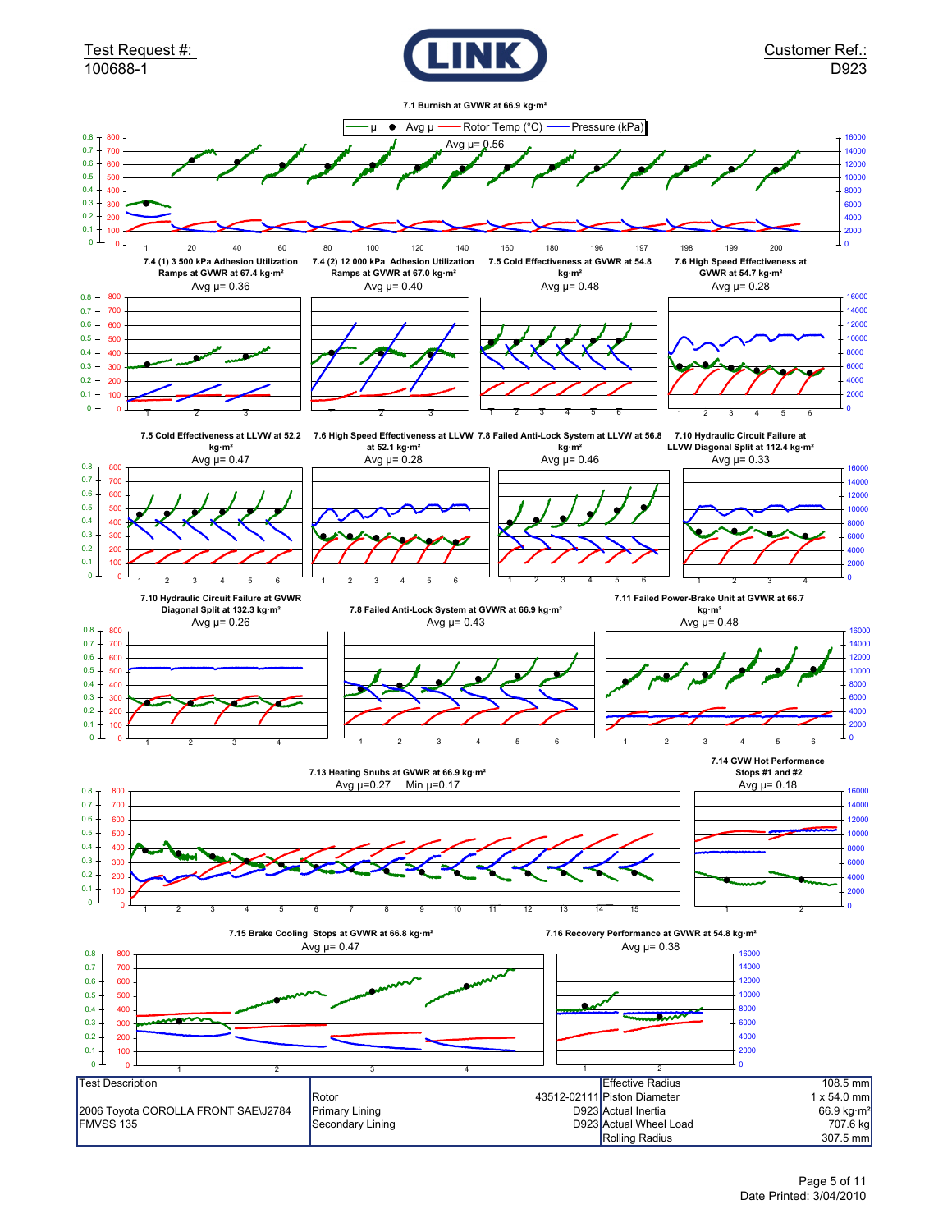Test Request #: 100688-1

Customer Ref.: D923

**7.1 Burnish at GVWR at 66.9 kg·m²**

μ ● Avg μ — Rotor Temp (°C) — Pressure (kPa)

Avg μ= 0.56

**7.4 (1) 3 500 kPa Adhesion Utilization Ramps at GVWR at 67.4 kg·m²**
Avg μ= 0.36

**7.4 (2) 12 000 kPa Adhesion Utilization Ramps at GVWR at 67.0 kg·m²**
Avg μ= 0.40

**7.5 Cold Effectiveness at GVWR at 54.8 kg·m²**
Avg μ= 0.48

**7.6 High Speed Effectiveness at GVWR at 54.7 kg·m²**
Avg μ= 0.28

**7.5 Cold Effectiveness at LLVW at 52.2 kg·m²**
Avg μ= 0.47

**7.6 High Speed Effectiveness at LLVW at 52.1 kg·m²**
Avg μ= 0.28

**7.8 Failed Anti-Lock System at LLVW at 56.8 kg·m²**
Avg μ= 0.46

**7.10 Hydraulic Circuit Failure at LLVW Diagonal Split at 112.4 kg·m²**
Avg μ= 0.33

**7.10 Hydraulic Circuit Failure at GVWR Diagonal Split at 132.3 kg·m²**
Avg μ= 0.26

**7.8 Failed Anti-Lock System at GVWR at 66.9 kg·m²**
Avg μ= 0.43

**7.11 Failed Power-Brake Unit at GVWR at 66.7 kg·m²**
Avg μ= 0.48

**7.13 Heating Snubs at GVWR at 66.9 kg·m²**
Avg μ=0.27 Min μ=0.17

**7.14 GVW Hot Performance Stops #1 and #2**
Avg μ= 0.18

**7.15 Brake Cooling Stops at GVWR at 66.8 kg·m²**
Avg μ= 0.47

**7.16 Recovery Performance at GVWR at 54.8 kg·m²**
Avg μ= 0.38

| Test Description | | | | |
|---|---|---|---|---|
| | Rotor | 43512-02111 | Piston Diameter | 1 x 54.0 mm |
| 2006 Toyota COROLLA FRONT SAE\J2784 | Primary Lining | D923 | Actual Inertia | 66.9 kg·m² |
| FMVSS 135 | Secondary Lining | D923 | Actual Wheel Load | 707.6 kg |
| | | | Effective Radius | 108.5 mm |
| | | | Rolling Radius | 307.5 mm |

Date Printed: 3/04/2010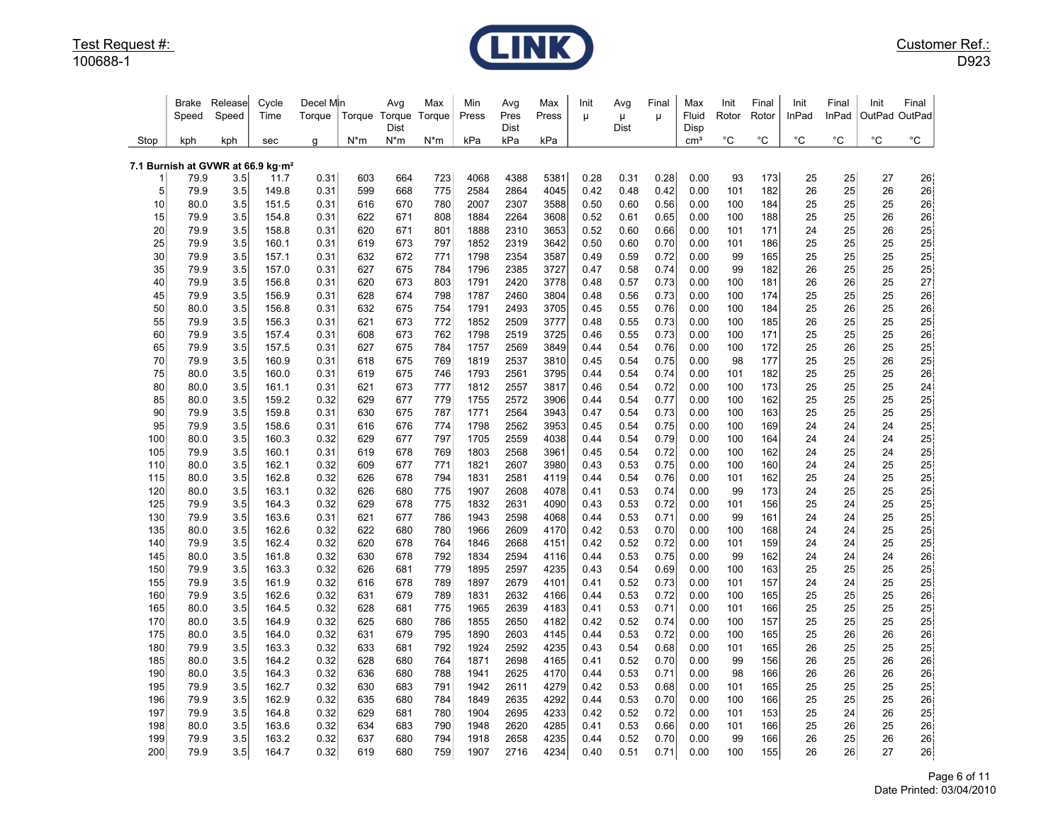Test Request #:
100688-1

LINK

Customer Ref.:
D923

| Stop | Brake Speed kph | Release Speed kph | Cycle Time sec | Decel g | Min Torque N*m | Avg Torque Dist N*m | Max Torque N*m | Min Press kPa | Avg Pres Dist kPa | Max Press kPa | Init μ | Avg μ Dist | Final μ | Max Fluid Disp cm³ | Init Rotor °C | Final Rotor °C | Init InPad °C | Final InPad °C | Init OutPad °C | Final OutPad °C |
|---|---|---|---|---|---|---|---|---|---|---|---|---|---|---|---|---|---|---|---|---|
| **7.1 Burnish at GVWR at 66.9 kg·m²** | | | | | | | | | | | | | | | | | | | | |
| 1 | 79.9 | 3.5 | 11.7 | 0.31 | 603 | 664 | 723 | 4068 | 4388 | 5381 | 0.28 | 0.31 | 0.28 | 0.00 | 93 | 173 | 25 | 25 | 27 | 26 |
| 5 | 79.9 | 3.5 | 149.8 | 0.31 | 599 | 668 | 775 | 2584 | 2864 | 4045 | 0.42 | 0.48 | 0.42 | 0.00 | 101 | 182 | 26 | 25 | 26 | 26 |
| 10 | 80.0 | 3.5 | 151.5 | 0.31 | 616 | 670 | 780 | 2007 | 2307 | 3588 | 0.50 | 0.60 | 0.56 | 0.00 | 100 | 184 | 25 | 25 | 25 | 26 |
| 15 | 79.9 | 3.5 | 154.8 | 0.31 | 622 | 671 | 808 | 1884 | 2264 | 3608 | 0.52 | 0.61 | 0.65 | 0.00 | 100 | 188 | 25 | 25 | 26 | 26 |
| 20 | 79.9 | 3.5 | 158.8 | 0.31 | 620 | 671 | 801 | 1888 | 2310 | 3653 | 0.52 | 0.60 | 0.66 | 0.00 | 101 | 171 | 24 | 25 | 26 | 25 |
| 25 | 79.9 | 3.5 | 160.1 | 0.31 | 619 | 673 | 797 | 1852 | 2319 | 3642 | 0.50 | 0.60 | 0.70 | 0.00 | 101 | 186 | 25 | 25 | 25 | 25 |
| 30 | 79.9 | 3.5 | 157.1 | 0.31 | 632 | 672 | 771 | 1798 | 2354 | 3587 | 0.49 | 0.59 | 0.72 | 0.00 | 99 | 165 | 25 | 25 | 25 | 25 |
| 35 | 79.9 | 3.5 | 157.0 | 0.31 | 627 | 675 | 784 | 1796 | 2385 | 3727 | 0.47 | 0.58 | 0.74 | 0.00 | 99 | 182 | 26 | 25 | 25 | 25 |
| 40 | 79.9 | 3.5 | 156.8 | 0.31 | 620 | 673 | 803 | 1791 | 2420 | 3778 | 0.48 | 0.57 | 0.73 | 0.00 | 100 | 181 | 26 | 26 | 25 | 27 |
| 45 | 79.9 | 3.5 | 156.9 | 0.31 | 628 | 674 | 798 | 1787 | 2460 | 3804 | 0.48 | 0.56 | 0.73 | 0.00 | 100 | 174 | 25 | 25 | 25 | 26 |
| 50 | 80.0 | 3.5 | 156.8 | 0.31 | 632 | 675 | 754 | 1791 | 2493 | 3705 | 0.45 | 0.55 | 0.76 | 0.00 | 100 | 184 | 25 | 26 | 25 | 26 |
| 55 | 79.9 | 3.5 | 156.3 | 0.31 | 621 | 673 | 772 | 1852 | 2509 | 3777 | 0.48 | 0.55 | 0.73 | 0.00 | 100 | 185 | 26 | 25 | 25 | 25 |
| 60 | 79.9 | 3.5 | 157.4 | 0.31 | 608 | 673 | 762 | 1798 | 2519 | 3725 | 0.46 | 0.55 | 0.73 | 0.00 | 100 | 171 | 25 | 25 | 25 | 26 |
| 65 | 79.9 | 3.5 | 157.5 | 0.31 | 627 | 675 | 784 | 1757 | 2569 | 3849 | 0.44 | 0.54 | 0.76 | 0.00 | 100 | 172 | 25 | 26 | 25 | 25 |
| 70 | 79.9 | 3.5 | 160.9 | 0.31 | 618 | 675 | 769 | 1819 | 2537 | 3810 | 0.45 | 0.54 | 0.75 | 0.00 | 98 | 177 | 25 | 25 | 26 | 25 |
| 75 | 80.0 | 3.5 | 160.0 | 0.31 | 619 | 675 | 746 | 1793 | 2561 | 3795 | 0.44 | 0.54 | 0.74 | 0.00 | 101 | 182 | 25 | 25 | 25 | 26 |
| 80 | 80.0 | 3.5 | 161.1 | 0.31 | 621 | 673 | 777 | 1812 | 2557 | 3817 | 0.46 | 0.54 | 0.72 | 0.00 | 100 | 173 | 25 | 25 | 25 | 24 |
| 85 | 80.0 | 3.5 | 159.2 | 0.32 | 629 | 677 | 779 | 1755 | 2572 | 3906 | 0.44 | 0.54 | 0.77 | 0.00 | 100 | 162 | 25 | 25 | 25 | 25 |
| 90 | 79.9 | 3.5 | 159.8 | 0.31 | 630 | 675 | 787 | 1771 | 2564 | 3943 | 0.47 | 0.54 | 0.73 | 0.00 | 100 | 163 | 25 | 25 | 25 | 25 |
| 95 | 79.9 | 3.5 | 158.6 | 0.31 | 616 | 676 | 774 | 1798 | 2562 | 3953 | 0.45 | 0.54 | 0.75 | 0.00 | 100 | 169 | 24 | 24 | 24 | 25 |
| 100 | 80.0 | 3.5 | 160.3 | 0.32 | 629 | 677 | 797 | 1705 | 2559 | 4038 | 0.44 | 0.54 | 0.79 | 0.00 | 100 | 164 | 24 | 24 | 24 | 25 |
| 105 | 79.9 | 3.5 | 160.1 | 0.31 | 619 | 678 | 769 | 1803 | 2568 | 3961 | 0.45 | 0.54 | 0.72 | 0.00 | 100 | 162 | 24 | 25 | 24 | 25 |
| 110 | 80.0 | 3.5 | 162.1 | 0.32 | 609 | 677 | 771 | 1821 | 2607 | 3980 | 0.43 | 0.53 | 0.75 | 0.00 | 100 | 160 | 24 | 24 | 25 | 25 |
| 115 | 80.0 | 3.5 | 162.8 | 0.32 | 626 | 678 | 794 | 1831 | 2581 | 4119 | 0.44 | 0.54 | 0.76 | 0.00 | 101 | 162 | 25 | 24 | 25 | 25 |
| 120 | 80.0 | 3.5 | 163.1 | 0.32 | 626 | 680 | 775 | 1907 | 2608 | 4078 | 0.41 | 0.53 | 0.74 | 0.00 | 99 | 173 | 24 | 25 | 25 | 25 |
| 125 | 79.9 | 3.5 | 164.3 | 0.32 | 629 | 678 | 775 | 1832 | 2631 | 4090 | 0.43 | 0.53 | 0.72 | 0.00 | 101 | 156 | 25 | 24 | 25 | 25 |
| 130 | 79.9 | 3.5 | 163.6 | 0.31 | 621 | 677 | 786 | 1943 | 2598 | 4068 | 0.44 | 0.53 | 0.71 | 0.00 | 99 | 161 | 24 | 24 | 25 | 25 |
| 135 | 80.0 | 3.5 | 162.6 | 0.32 | 622 | 680 | 780 | 1966 | 2609 | 4170 | 0.42 | 0.53 | 0.70 | 0.00 | 100 | 168 | 24 | 24 | 25 | 25 |
| 140 | 79.9 | 3.5 | 162.4 | 0.32 | 620 | 678 | 764 | 1846 | 2668 | 4151 | 0.42 | 0.52 | 0.72 | 0.00 | 101 | 159 | 24 | 24 | 25 | 25 |
| 145 | 80.0 | 3.5 | 161.8 | 0.32 | 630 | 678 | 792 | 1834 | 2594 | 4116 | 0.44 | 0.53 | 0.75 | 0.00 | 99 | 162 | 24 | 24 | 24 | 26 |
| 150 | 79.9 | 3.5 | 163.3 | 0.32 | 626 | 681 | 779 | 1895 | 2597 | 4235 | 0.43 | 0.54 | 0.69 | 0.00 | 100 | 163 | 25 | 25 | 25 | 25 |
| 155 | 79.9 | 3.5 | 161.9 | 0.32 | 616 | 678 | 789 | 1897 | 2679 | 4101 | 0.41 | 0.52 | 0.73 | 0.00 | 101 | 157 | 24 | 24 | 25 | 25 |
| 160 | 79.9 | 3.5 | 162.6 | 0.32 | 631 | 679 | 789 | 1831 | 2632 | 4166 | 0.44 | 0.53 | 0.72 | 0.00 | 100 | 165 | 25 | 25 | 25 | 26 |
| 165 | 80.0 | 3.5 | 164.5 | 0.32 | 628 | 681 | 775 | 1965 | 2639 | 4183 | 0.41 | 0.53 | 0.71 | 0.00 | 101 | 166 | 25 | 25 | 25 | 25 |
| 170 | 80.0 | 3.5 | 164.9 | 0.32 | 625 | 680 | 786 | 1855 | 2650 | 4182 | 0.42 | 0.52 | 0.74 | 0.00 | 100 | 157 | 25 | 25 | 25 | 25 |
| 175 | 80.0 | 3.5 | 164.0 | 0.32 | 631 | 679 | 795 | 1890 | 2603 | 4145 | 0.44 | 0.53 | 0.72 | 0.00 | 100 | 165 | 25 | 26 | 26 | 26 |
| 180 | 79.9 | 3.5 | 163.3 | 0.32 | 633 | 681 | 792 | 1924 | 2592 | 4235 | 0.43 | 0.54 | 0.68 | 0.00 | 101 | 165 | 26 | 25 | 25 | 25 |
| 185 | 80.0 | 3.5 | 164.2 | 0.32 | 628 | 680 | 764 | 1871 | 2698 | 4165 | 0.41 | 0.52 | 0.70 | 0.00 | 99 | 156 | 26 | 25 | 26 | 26 |
| 190 | 80.0 | 3.5 | 164.3 | 0.32 | 636 | 680 | 788 | 1941 | 2625 | 4170 | 0.44 | 0.53 | 0.71 | 0.00 | 98 | 166 | 26 | 26 | 26 | 26 |
| 195 | 79.9 | 3.5 | 162.7 | 0.32 | 630 | 683 | 791 | 1942 | 2611 | 4279 | 0.42 | 0.53 | 0.68 | 0.00 | 101 | 165 | 25 | 25 | 25 | 25 |
| 196 | 79.9 | 3.5 | 162.9 | 0.32 | 635 | 680 | 784 | 1849 | 2635 | 4292 | 0.44 | 0.53 | 0.70 | 0.00 | 100 | 166 | 25 | 25 | 25 | 26 |
| 197 | 79.9 | 3.5 | 164.8 | 0.32 | 629 | 681 | 780 | 1904 | 2695 | 4233 | 0.42 | 0.52 | 0.72 | 0.00 | 101 | 153 | 25 | 24 | 26 | 25 |
| 198 | 80.0 | 3.5 | 163.6 | 0.32 | 634 | 683 | 790 | 1948 | 2620 | 4285 | 0.41 | 0.53 | 0.66 | 0.00 | 101 | 166 | 25 | 26 | 25 | 26 |
| 199 | 79.9 | 3.5 | 163.2 | 0.32 | 637 | 680 | 794 | 1918 | 2658 | 4235 | 0.44 | 0.52 | 0.70 | 0.00 | 99 | 166 | 26 | 25 | 26 | 26 |
| 200 | 79.9 | 3.5 | 164.7 | 0.32 | 619 | 680 | 759 | 1907 | 2716 | 4234 | 0.40 | 0.51 | 0.71 | 0.00 | 100 | 155 | 26 | 26 | 27 | 26 |

Date Printed: 03/04/2010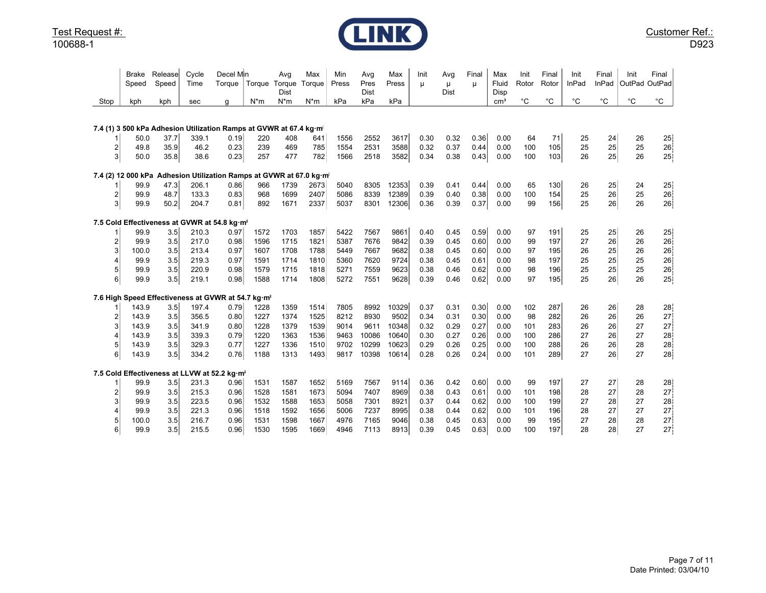Test Request #: 100688-1

Customer Ref.: D923

| Stop | Brake Speed kph | Release Speed kph | Cycle Time sec | Decel Torque g | Min Torque N*m | Avg Torque Dist N*m | Max Torque N*m | Min Press kPa | Avg Pres Dist kPa | Max Press kPa | Init μ | Avg μ Dist | Final μ | Max Fluid Disp cm³ | Init Rotor °C | Final Rotor °C | Init InPad °C | Final InPad °C | Init OutPad °C | Final OutPad °C |
|---|---|---|---|---|---|---|---|---|---|---|---|---|---|---|---|---|---|---|---|---|
| **7.4 (1) 3 500 kPa Adhesion Utilization Ramps at GVWR at 67.4 kg·m²** | | | | | | | | | | | | | | | | | | | | |
| 1 | 50.0 | 37.7 | 339.1 | 0.19 | 220 | 408 | 641 | 1556 | 2552 | 3617 | 0.30 | 0.32 | 0.36 | 0.00 | 64 | 71 | 25 | 24 | 26 | 25 |
| 2 | 49.8 | 35.9 | 46.2 | 0.23 | 239 | 469 | 785 | 1554 | 2531 | 3588 | 0.32 | 0.37 | 0.44 | 0.00 | 100 | 105 | 25 | 25 | 25 | 26 |
| 3 | 50.0 | 35.8 | 38.6 | 0.23 | 257 | 477 | 782 | 1566 | 2518 | 3582 | 0.34 | 0.38 | 0.43 | 0.00 | 100 | 103 | 26 | 25 | 26 | 25 |
| **7.4 (2) 12 000 kPa Adhesion Utilization Ramps at GVWR at 67.0 kg·m²** | | | | | | | | | | | | | | | | | | | | |
| 1 | 99.9 | 47.3 | 206.1 | 0.86 | 966 | 1739 | 2673 | 5040 | 8305 | 12353 | 0.39 | 0.41 | 0.44 | 0.00 | 65 | 130 | 26 | 25 | 24 | 25 |
| 2 | 99.9 | 48.7 | 133.3 | 0.83 | 968 | 1699 | 2407 | 5086 | 8339 | 12389 | 0.39 | 0.40 | 0.38 | 0.00 | 100 | 154 | 25 | 26 | 25 | 26 |
| 3 | 99.9 | 50.2 | 204.7 | 0.81 | 892 | 1671 | 2337 | 5037 | 8301 | 12306 | 0.36 | 0.39 | 0.37 | 0.00 | 99 | 156 | 25 | 26 | 26 | 26 |
| **7.5 Cold Effectiveness at GVWR at 54.8 kg·m²** | | | | | | | | | | | | | | | | | | | | |
| 1 | 99.9 | 3.5 | 210.3 | 0.97 | 1572 | 1703 | 1857 | 5422 | 7567 | 9861 | 0.40 | 0.45 | 0.59 | 0.00 | 97 | 191 | 25 | 25 | 26 | 25 |
| 2 | 99.9 | 3.5 | 217.0 | 0.98 | 1596 | 1715 | 1821 | 5387 | 7676 | 9842 | 0.39 | 0.45 | 0.60 | 0.00 | 99 | 197 | 27 | 26 | 26 | 26 |
| 3 | 100.0 | 3.5 | 213.4 | 0.97 | 1607 | 1708 | 1788 | 5449 | 7667 | 9682 | 0.38 | 0.45 | 0.60 | 0.00 | 97 | 195 | 26 | 25 | 26 | 26 |
| 4 | 99.9 | 3.5 | 219.3 | 0.97 | 1591 | 1714 | 1810 | 5360 | 7620 | 9724 | 0.38 | 0.45 | 0.61 | 0.00 | 98 | 197 | 25 | 25 | 25 | 26 |
| 5 | 99.9 | 3.5 | 220.9 | 0.98 | 1579 | 1715 | 1818 | 5271 | 7559 | 9623 | 0.38 | 0.46 | 0.62 | 0.00 | 98 | 196 | 25 | 25 | 25 | 26 |
| 6 | 99.9 | 3.5 | 219.1 | 0.98 | 1588 | 1714 | 1808 | 5272 | 7551 | 9628 | 0.39 | 0.46 | 0.62 | 0.00 | 97 | 195 | 25 | 26 | 26 | 25 |
| **7.6 High Speed Effectiveness at GVWR at 54.7 kg·m²** | | | | | | | | | | | | | | | | | | | | |
| 1 | 143.9 | 3.5 | 197.4 | 0.79 | 1228 | 1359 | 1514 | 7805 | 8992 | 10329 | 0.37 | 0.31 | 0.30 | 0.00 | 102 | 287 | 26 | 26 | 28 | 28 |
| 2 | 143.9 | 3.5 | 356.5 | 0.80 | 1227 | 1374 | 1525 | 8212 | 8930 | 9502 | 0.34 | 0.31 | 0.30 | 0.00 | 98 | 282 | 26 | 26 | 26 | 27 |
| 3 | 143.9 | 3.5 | 341.9 | 0.80 | 1228 | 1379 | 1539 | 9014 | 9611 | 10348 | 0.32 | 0.29 | 0.27 | 0.00 | 101 | 283 | 26 | 26 | 27 | 27 |
| 4 | 143.9 | 3.5 | 339.3 | 0.79 | 1220 | 1363 | 1536 | 9463 | 10086 | 10640 | 0.30 | 0.27 | 0.26 | 0.00 | 100 | 286 | 27 | 26 | 27 | 28 |
| 5 | 143.9 | 3.5 | 329.3 | 0.77 | 1227 | 1336 | 1510 | 9702 | 10299 | 10623 | 0.29 | 0.26 | 0.25 | 0.00 | 100 | 288 | 26 | 26 | 28 | 28 |
| 6 | 143.9 | 3.5 | 334.2 | 0.76 | 1188 | 1313 | 1493 | 9817 | 10398 | 10614 | 0.28 | 0.26 | 0.24 | 0.00 | 101 | 289 | 27 | 26 | 27 | 28 |
| **7.5 Cold Effectiveness at LLVW at 52.2 kg·m²** | | | | | | | | | | | | | | | | | | | | |
| 1 | 99.9 | 3.5 | 231.3 | 0.96 | 1531 | 1587 | 1652 | 5169 | 7567 | 9114 | 0.36 | 0.42 | 0.60 | 0.00 | 99 | 197 | 27 | 27 | 28 | 28 |
| 2 | 99.9 | 3.5 | 215.3 | 0.96 | 1528 | 1581 | 1673 | 5094 | 7407 | 8969 | 0.38 | 0.43 | 0.61 | 0.00 | 101 | 198 | 28 | 27 | 28 | 27 |
| 3 | 99.9 | 3.5 | 223.5 | 0.96 | 1532 | 1588 | 1653 | 5058 | 7301 | 8921 | 0.37 | 0.44 | 0.62 | 0.00 | 100 | 199 | 27 | 28 | 27 | 28 |
| 4 | 99.9 | 3.5 | 221.3 | 0.96 | 1518 | 1592 | 1656 | 5006 | 7237 | 8995 | 0.38 | 0.44 | 0.62 | 0.00 | 101 | 196 | 28 | 27 | 27 | 27 |
| 5 | 100.0 | 3.5 | 216.7 | 0.96 | 1531 | 1598 | 1667 | 4976 | 7165 | 9046 | 0.38 | 0.45 | 0.63 | 0.00 | 99 | 195 | 27 | 28 | 28 | 27 |
| 6 | 99.9 | 3.5 | 215.5 | 0.96 | 1530 | 1595 | 1669 | 4946 | 7113 | 8913 | 0.39 | 0.45 | 0.63 | 0.00 | 100 | 197 | 28 | 28 | 27 | 27 |

Date Printed: 03/04/10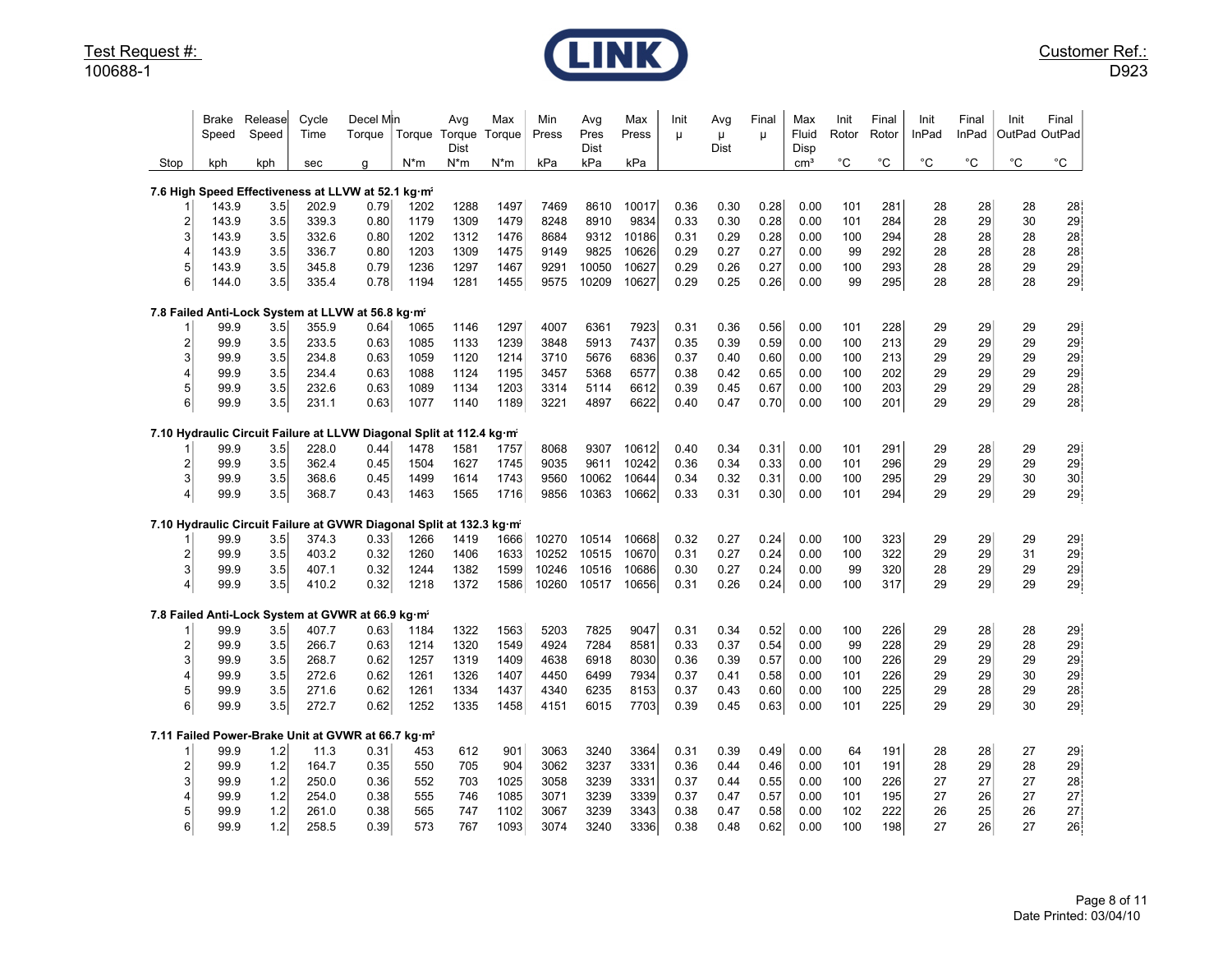Test Request #: 100688-1

Customer Ref.: D923

| Stop | Brake Speed kph | Release Speed kph | Cycle Time sec | Decel g | Min Torque N*m | Avg Torque Dist N*m | Max Torque N*m | Min Press kPa | Avg Pres Dist kPa | Max Press kPa | Init μ | Avg μ Dist | Final μ | Max Fluid Disp cm³ | Init Rotor °C | Final Rotor °C | Init InPad °C | Final InPad °C | Init OutPad °C | Final OutPad °C |
|---|---|---|---|---|---|---|---|---|---|---|---|---|---|---|---|---|---|---|---|---|
| **7.6 High Speed Effectiveness at LLVW at 52.1 kg·m²** | | | | | | | | | | | | | | | | | | | | |
| 1 | 143.9 | 3.5 | 202.9 | 0.79 | 1202 | 1288 | 1497 | 7469 | 8610 | 10017 | 0.36 | 0.30 | 0.28 | 0.00 | 101 | 281 | 28 | 28 | 28 | 28 |
| 2 | 143.9 | 3.5 | 339.3 | 0.80 | 1179 | 1309 | 1479 | 8248 | 8910 | 9834 | 0.33 | 0.30 | 0.28 | 0.00 | 101 | 284 | 28 | 29 | 30 | 29 |
| 3 | 143.9 | 3.5 | 332.6 | 0.80 | 1202 | 1312 | 1476 | 8684 | 9312 | 10186 | 0.31 | 0.29 | 0.28 | 0.00 | 100 | 294 | 28 | 28 | 28 | 28 |
| 4 | 143.9 | 3.5 | 336.7 | 0.80 | 1203 | 1309 | 1475 | 9149 | 9825 | 10626 | 0.29 | 0.27 | 0.27 | 0.00 | 99 | 292 | 28 | 28 | 28 | 28 |
| 5 | 143.9 | 3.5 | 345.8 | 0.79 | 1236 | 1297 | 1467 | 9291 | 10050 | 10627 | 0.29 | 0.26 | 0.27 | 0.00 | 100 | 293 | 28 | 28 | 29 | 29 |
| 6 | 144.0 | 3.5 | 335.4 | 0.78 | 1194 | 1281 | 1455 | 9575 | 10209 | 10627 | 0.29 | 0.25 | 0.26 | 0.00 | 99 | 295 | 28 | 28 | 28 | 29 |
| **7.8 Failed Anti-Lock System at LLVW at 56.8 kg·m²** | | | | | | | | | | | | | | | | | | | | |
| 1 | 99.9 | 3.5 | 355.9 | 0.64 | 1065 | 1146 | 1297 | 4007 | 6361 | 7923 | 0.31 | 0.36 | 0.56 | 0.00 | 101 | 228 | 29 | 29 | 29 | 29 |
| 2 | 99.9 | 3.5 | 233.5 | 0.63 | 1085 | 1133 | 1239 | 3848 | 5913 | 7437 | 0.35 | 0.39 | 0.59 | 0.00 | 100 | 213 | 29 | 29 | 29 | 29 |
| 3 | 99.9 | 3.5 | 234.8 | 0.63 | 1059 | 1120 | 1214 | 3710 | 5676 | 6836 | 0.37 | 0.40 | 0.60 | 0.00 | 100 | 213 | 29 | 29 | 29 | 29 |
| 4 | 99.9 | 3.5 | 234.4 | 0.63 | 1088 | 1124 | 1195 | 3457 | 5368 | 6577 | 0.38 | 0.42 | 0.65 | 0.00 | 100 | 202 | 29 | 29 | 29 | 29 |
| 5 | 99.9 | 3.5 | 232.6 | 0.63 | 1089 | 1134 | 1203 | 3314 | 5114 | 6612 | 0.39 | 0.45 | 0.67 | 0.00 | 100 | 203 | 29 | 29 | 29 | 28 |
| 6 | 99.9 | 3.5 | 231.1 | 0.63 | 1077 | 1140 | 1189 | 3221 | 4897 | 6622 | 0.40 | 0.47 | 0.70 | 0.00 | 100 | 201 | 29 | 29 | 29 | 28 |
| **7.10 Hydraulic Circuit Failure at LLVW Diagonal Split at 112.4 kg·m²** | | | | | | | | | | | | | | | | | | | | |
| 1 | 99.9 | 3.5 | 228.0 | 0.44 | 1478 | 1581 | 1757 | 8068 | 9307 | 10612 | 0.40 | 0.34 | 0.31 | 0.00 | 101 | 291 | 29 | 28 | 29 | 29 |
| 2 | 99.9 | 3.5 | 362.4 | 0.45 | 1504 | 1627 | 1745 | 9035 | 9611 | 10242 | 0.36 | 0.34 | 0.33 | 0.00 | 101 | 296 | 29 | 29 | 29 | 29 |
| 3 | 99.9 | 3.5 | 368.6 | 0.45 | 1499 | 1614 | 1743 | 9560 | 10062 | 10644 | 0.34 | 0.32 | 0.31 | 0.00 | 100 | 295 | 29 | 29 | 30 | 30 |
| 4 | 99.9 | 3.5 | 368.7 | 0.43 | 1463 | 1565 | 1716 | 9856 | 10363 | 10662 | 0.33 | 0.31 | 0.30 | 0.00 | 101 | 294 | 29 | 29 | 29 | 29 |
| **7.10 Hydraulic Circuit Failure at GVWR Diagonal Split at 132.3 kg·m²** | | | | | | | | | | | | | | | | | | | | |
| 1 | 99.9 | 3.5 | 374.3 | 0.33 | 1266 | 1419 | 1666 | 10270 | 10514 | 10668 | 0.32 | 0.27 | 0.24 | 0.00 | 100 | 323 | 29 | 29 | 29 | 29 |
| 2 | 99.9 | 3.5 | 403.2 | 0.32 | 1260 | 1406 | 1633 | 10252 | 10515 | 10670 | 0.31 | 0.27 | 0.24 | 0.00 | 100 | 322 | 29 | 29 | 31 | 29 |
| 3 | 99.9 | 3.5 | 407.1 | 0.32 | 1244 | 1382 | 1599 | 10246 | 10516 | 10686 | 0.30 | 0.27 | 0.24 | 0.00 | 99 | 320 | 28 | 29 | 29 | 29 |
| 4 | 99.9 | 3.5 | 410.2 | 0.32 | 1218 | 1372 | 1586 | 10260 | 10517 | 10656 | 0.31 | 0.26 | 0.24 | 0.00 | 100 | 317 | 29 | 29 | 29 | 29 |
| **7.8 Failed Anti-Lock System at GVWR at 66.9 kg·m²** | | | | | | | | | | | | | | | | | | | | |
| 1 | 99.9 | 3.5 | 407.7 | 0.63 | 1184 | 1322 | 1563 | 5203 | 7825 | 9047 | 0.31 | 0.34 | 0.52 | 0.00 | 100 | 226 | 29 | 28 | 28 | 29 |
| 2 | 99.9 | 3.5 | 266.7 | 0.63 | 1214 | 1320 | 1549 | 4924 | 7284 | 8581 | 0.33 | 0.37 | 0.54 | 0.00 | 99 | 228 | 29 | 29 | 28 | 29 |
| 3 | 99.9 | 3.5 | 268.7 | 0.62 | 1257 | 1319 | 1409 | 4638 | 6918 | 8030 | 0.36 | 0.39 | 0.57 | 0.00 | 100 | 226 | 29 | 29 | 29 | 29 |
| 4 | 99.9 | 3.5 | 272.6 | 0.62 | 1261 | 1326 | 1407 | 4450 | 6499 | 7934 | 0.37 | 0.41 | 0.58 | 0.00 | 101 | 226 | 29 | 29 | 30 | 29 |
| 5 | 99.9 | 3.5 | 271.6 | 0.62 | 1261 | 1334 | 1437 | 4340 | 6235 | 8153 | 0.37 | 0.43 | 0.60 | 0.00 | 100 | 225 | 29 | 28 | 29 | 28 |
| 6 | 99.9 | 3.5 | 272.7 | 0.62 | 1252 | 1335 | 1458 | 4151 | 6015 | 7703 | 0.39 | 0.45 | 0.63 | 0.00 | 101 | 225 | 29 | 29 | 30 | 29 |
| **7.11 Failed Power-Brake Unit at GVWR at 66.7 kg·m²** | | | | | | | | | | | | | | | | | | | | |
| 1 | 99.9 | 1.2 | 11.3 | 0.31 | 453 | 612 | 901 | 3063 | 3240 | 3364 | 0.31 | 0.39 | 0.49 | 0.00 | 64 | 191 | 28 | 28 | 27 | 29 |
| 2 | 99.9 | 1.2 | 164.7 | 0.35 | 550 | 705 | 904 | 3062 | 3237 | 3331 | 0.36 | 0.44 | 0.46 | 0.00 | 101 | 191 | 28 | 29 | 28 | 29 |
| 3 | 99.9 | 1.2 | 250.0 | 0.36 | 552 | 703 | 1025 | 3058 | 3239 | 3331 | 0.37 | 0.44 | 0.55 | 0.00 | 100 | 226 | 27 | 27 | 27 | 28 |
| 4 | 99.9 | 1.2 | 254.0 | 0.38 | 555 | 746 | 1085 | 3071 | 3239 | 3339 | 0.37 | 0.47 | 0.57 | 0.00 | 101 | 195 | 27 | 26 | 27 | 27 |
| 5 | 99.9 | 1.2 | 261.0 | 0.38 | 565 | 747 | 1102 | 3067 | 3239 | 3343 | 0.38 | 0.47 | 0.58 | 0.00 | 102 | 222 | 26 | 25 | 26 | 27 |
| 6 | 99.9 | 1.2 | 258.5 | 0.39 | 573 | 767 | 1093 | 3074 | 3240 | 3336 | 0.38 | 0.48 | 0.62 | 0.00 | 100 | 198 | 27 | 26 | 27 | 26 |

Date Printed: 03/04/10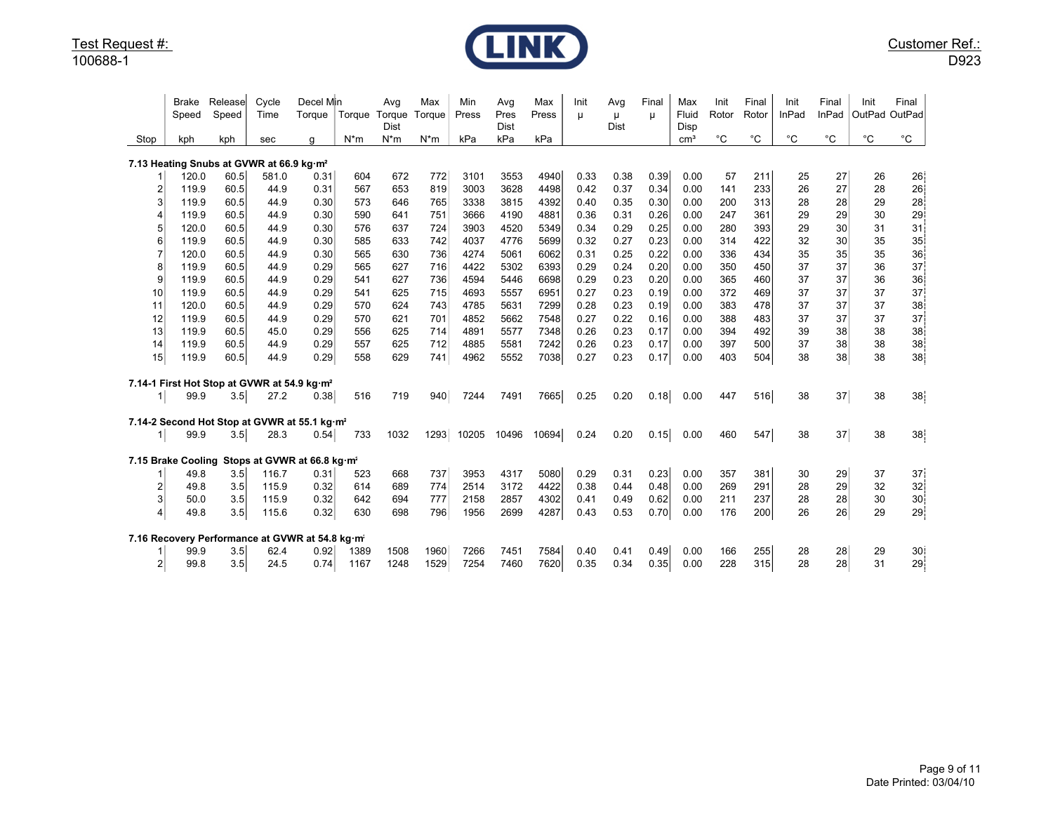Test Request #:
100688-1

**LINK**

Customer Ref.:
D923

| Stop | Brake Speed kph | Release Speed kph | Cycle Time sec | Decel g | Min Torque N*m | Avg Torque Dist N*m | Max Torque N*m | Min Press kPa | Avg Pres Dist kPa | Max Press kPa | Init μ | Avg μ Dist | Final μ | Max Fluid Disp cm³ | Init Rotor °C | Final Rotor °C | Init InPad °C | Final InPad °C | Init OutPad °C | Final OutPad °C |
|---|---|---|---|---|---|---|---|---|---|---|---|---|---|---|---|---|---|---|---|---|
| **7.13 Heating Snubs at GVWR at 66.9 kg·m²** | | | | | | | | | | | | | | | | | | | | |
| 1 | 120.0 | 60.5 | 581.0 | 0.31 | 604 | 672 | 772 | 3101 | 3553 | 4940 | 0.33 | 0.38 | 0.39 | 0.00 | 57 | 211 | 25 | 27 | 26 | 26 |
| 2 | 119.9 | 60.5 | 44.9 | 0.31 | 567 | 653 | 819 | 3003 | 3628 | 4498 | 0.42 | 0.37 | 0.34 | 0.00 | 141 | 233 | 26 | 27 | 28 | 26 |
| 3 | 119.9 | 60.5 | 44.9 | 0.30 | 573 | 646 | 765 | 3338 | 3815 | 4392 | 0.40 | 0.35 | 0.30 | 0.00 | 200 | 313 | 28 | 28 | 29 | 28 |
| 4 | 119.9 | 60.5 | 44.9 | 0.30 | 590 | 641 | 751 | 3666 | 4190 | 4881 | 0.36 | 0.31 | 0.26 | 0.00 | 247 | 361 | 29 | 29 | 30 | 29 |
| 5 | 120.0 | 60.5 | 44.9 | 0.30 | 576 | 637 | 724 | 3903 | 4520 | 5349 | 0.34 | 0.29 | 0.25 | 0.00 | 280 | 393 | 29 | 30 | 31 | 31 |
| 6 | 119.9 | 60.5 | 44.9 | 0.30 | 585 | 633 | 742 | 4037 | 4776 | 5699 | 0.32 | 0.27 | 0.23 | 0.00 | 314 | 422 | 32 | 30 | 35 | 35 |
| 7 | 120.0 | 60.5 | 44.9 | 0.30 | 565 | 630 | 736 | 4274 | 5061 | 6062 | 0.31 | 0.25 | 0.22 | 0.00 | 336 | 434 | 35 | 35 | 35 | 36 |
| 8 | 119.9 | 60.5 | 44.9 | 0.29 | 565 | 627 | 716 | 4422 | 5302 | 6393 | 0.29 | 0.24 | 0.20 | 0.00 | 350 | 450 | 37 | 37 | 36 | 37 |
| 9 | 119.9 | 60.5 | 44.9 | 0.29 | 541 | 627 | 736 | 4594 | 5446 | 6698 | 0.29 | 0.23 | 0.20 | 0.00 | 365 | 460 | 37 | 37 | 36 | 36 |
| 10 | 119.9 | 60.5 | 44.9 | 0.29 | 541 | 625 | 715 | 4693 | 5557 | 6951 | 0.27 | 0.23 | 0.19 | 0.00 | 372 | 469 | 37 | 37 | 37 | 37 |
| 11 | 120.0 | 60.5 | 44.9 | 0.29 | 570 | 624 | 743 | 4785 | 5631 | 7299 | 0.28 | 0.23 | 0.19 | 0.00 | 383 | 478 | 37 | 37 | 37 | 38 |
| 12 | 119.9 | 60.5 | 44.9 | 0.29 | 570 | 621 | 701 | 4852 | 5662 | 7548 | 0.27 | 0.22 | 0.16 | 0.00 | 388 | 483 | 37 | 37 | 37 | 37 |
| 13 | 119.9 | 60.5 | 45.0 | 0.29 | 556 | 625 | 714 | 4891 | 5577 | 7348 | 0.26 | 0.23 | 0.17 | 0.00 | 394 | 492 | 39 | 38 | 38 | 38 |
| 14 | 119.9 | 60.5 | 44.9 | 0.29 | 557 | 625 | 712 | 4885 | 5581 | 7242 | 0.26 | 0.23 | 0.17 | 0.00 | 397 | 500 | 37 | 38 | 38 | 38 |
| 15 | 119.9 | 60.5 | 44.9 | 0.29 | 558 | 629 | 741 | 4962 | 5552 | 7038 | 0.27 | 0.23 | 0.17 | 0.00 | 403 | 504 | 38 | 38 | 38 | 38 |
| **7.14-1 First Hot Stop at GVWR at 54.9 kg·m²** | | | | | | | | | | | | | | | | | | | | |
| 1 | 99.9 | 3.5 | 27.2 | 0.38 | 516 | 719 | 940 | 7244 | 7491 | 7665 | 0.25 | 0.20 | 0.18 | 0.00 | 447 | 516 | 38 | 37 | 38 | 38 |
| **7.14-2 Second Hot Stop at GVWR at 55.1 kg·m²** | | | | | | | | | | | | | | | | | | | | |
| 1 | 99.9 | 3.5 | 28.3 | 0.54 | 733 | 1032 | 1293 | 10205 | 10496 | 10694 | 0.24 | 0.20 | 0.15 | 0.00 | 460 | 547 | 38 | 37 | 38 | 38 |
| **7.15 Brake Cooling Stops at GVWR at 66.8 kg·m²** | | | | | | | | | | | | | | | | | | | | |
| 1 | 49.8 | 3.5 | 116.7 | 0.31 | 523 | 668 | 737 | 3953 | 4317 | 5080 | 0.29 | 0.31 | 0.23 | 0.00 | 357 | 381 | 30 | 29 | 37 | 37 |
| 2 | 49.8 | 3.5 | 115.9 | 0.32 | 614 | 689 | 774 | 2514 | 3172 | 4422 | 0.38 | 0.44 | 0.48 | 0.00 | 269 | 291 | 28 | 29 | 32 | 32 |
| 3 | 50.0 | 3.5 | 115.9 | 0.32 | 642 | 694 | 777 | 2158 | 2857 | 4302 | 0.41 | 0.49 | 0.62 | 0.00 | 211 | 237 | 28 | 28 | 30 | 30 |
| 4 | 49.8 | 3.5 | 115.6 | 0.32 | 630 | 698 | 796 | 1956 | 2699 | 4287 | 0.43 | 0.53 | 0.70 | 0.00 | 176 | 200 | 26 | 26 | 29 | 29 |
| **7.16 Recovery Performance at GVWR at 54.8 kg·m²** | | | | | | | | | | | | | | | | | | | | |
| 1 | 99.9 | 3.5 | 62.4 | 0.92 | 1389 | 1508 | 1960 | 7266 | 7451 | 7584 | 0.40 | 0.41 | 0.49 | 0.00 | 166 | 255 | 28 | 28 | 29 | 30 |
| 2 | 99.8 | 3.5 | 24.5 | 0.74 | 1167 | 1248 | 1529 | 7254 | 7460 | 7620 | 0.35 | 0.34 | 0.35 | 0.00 | 228 | 315 | 28 | 28 | 31 | 29 |

Date Printed: 03/04/10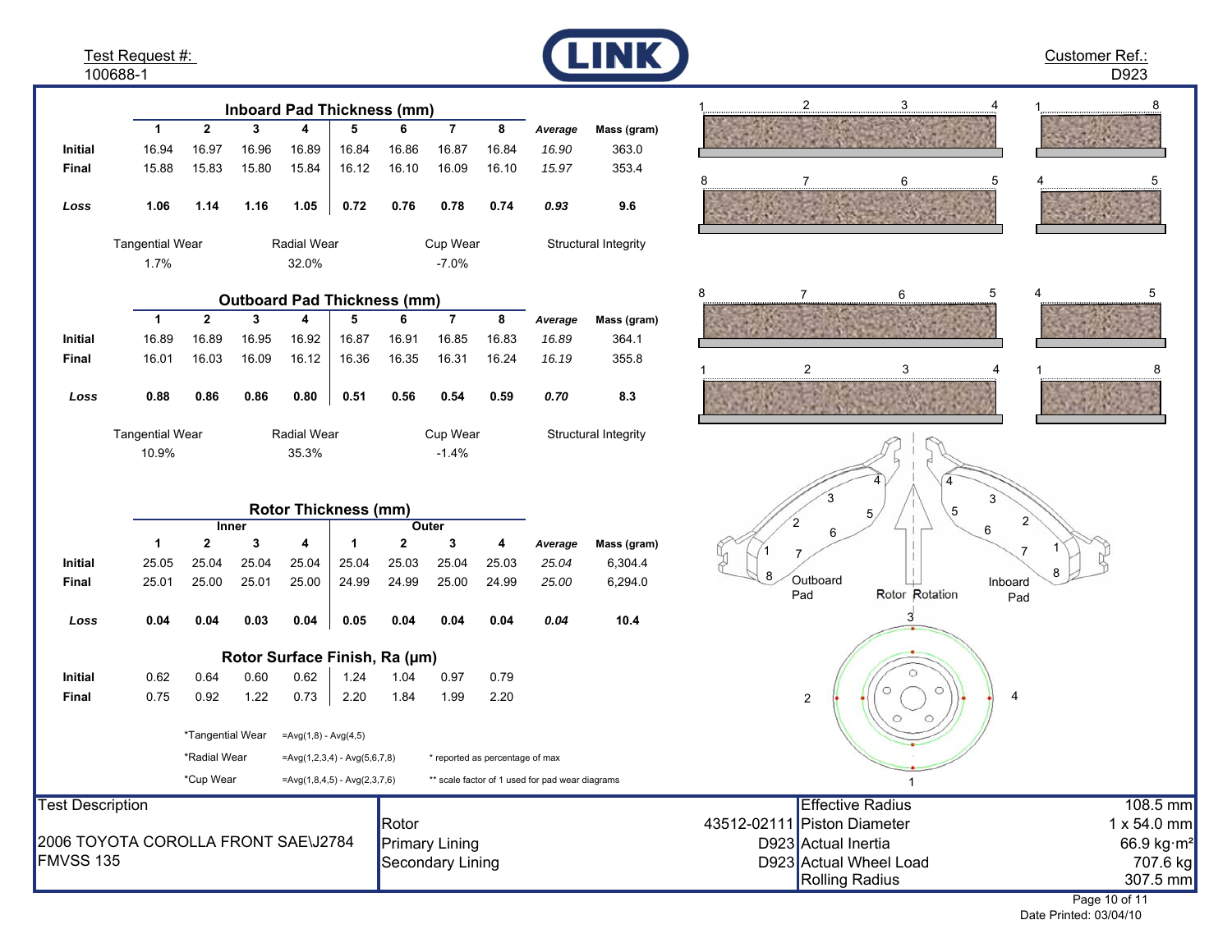Test Request #: 100688-1

Customer Ref.: D923

## Inboard Pad Thickness (mm)

| | 1 | 2 | 3 | 4 | 5 | 6 | 7 | 8 | Average | Mass (gram) |
|---|---|---|---|---|---|---|---|---|---|---|
| **Initial** | 16.94 | 16.97 | 16.96 | 16.89 | 16.84 | 16.86 | 16.87 | 16.84 | *16.90* | 363.0 |
| **Final** | 15.88 | 15.83 | 15.80 | 15.84 | 16.12 | 16.10 | 16.09 | 16.10 | *15.97* | 353.4 |
| ***Loss*** | **1.06** | **1.14** | **1.16** | **1.05** | **0.72** | **0.76** | **0.78** | **0.74** | ***0.93*** | **9.6** |

| Tangential Wear | Radial Wear | Cup Wear | Structural Integrity |
|---|---|---|---|
| 1.7% | 32.0% | -7.0% | |

## Outboard Pad Thickness (mm)

| | 1 | 2 | 3 | 4 | 5 | 6 | 7 | 8 | Average | Mass (gram) |
|---|---|---|---|---|---|---|---|---|---|---|
| **Initial** | 16.89 | 16.89 | 16.95 | 16.92 | 16.87 | 16.91 | 16.85 | 16.83 | *16.89* | 364.1 |
| **Final** | 16.01 | 16.03 | 16.09 | 16.12 | 16.36 | 16.35 | 16.31 | 16.24 | *16.19* | 355.8 |
| ***Loss*** | **0.88** | **0.86** | **0.86** | **0.80** | **0.51** | **0.56** | **0.54** | **0.59** | ***0.70*** | **8.3** |

| Tangential Wear | Radial Wear | Cup Wear | Structural Integrity |
|---|---|---|---|
| 10.9% | 35.3% | -1.4% | |

## Rotor Thickness (mm)

| | Inner | | | | Outer | | | | | |
|---|---|---|---|---|---|---|---|---|---|---|
| | 1 | 2 | 3 | 4 | 1 | 2 | 3 | 4 | Average | Mass (gram) |
| **Initial** | 25.05 | 25.04 | 25.04 | 25.04 | 25.04 | 25.03 | 25.04 | 25.03 | *25.04* | 6,304.4 |
| **Final** | 25.01 | 25.00 | 25.01 | 25.00 | 24.99 | 24.99 | 25.00 | 24.99 | *25.00* | 6,294.0 |
| ***Loss*** | **0.04** | **0.04** | **0.03** | **0.04** | **0.05** | **0.04** | **0.04** | **0.04** | ***0.04*** | **10.4** |

## Rotor Surface Finish, Ra (µm)

| | 1 | 2 | 3 | 4 | 1 | 2 | 3 | 4 |
|---|---|---|---|---|---|---|---|---|
| **Initial** | 0.62 | 0.64 | 0.60 | 0.62 | 1.24 | 1.04 | 0.97 | 0.79 |
| **Final** | 0.75 | 0.92 | 1.22 | 0.73 | 2.20 | 1.84 | 1.99 | 2.20 |

*Tangential Wear =Avg(1,8) - Avg(4,5)

*Radial Wear =Avg(1,2,3,4) - Avg(5,6,7,8) * reported as percentage of max

*Cup Wear =Avg(1,8,4,5) - Avg(2,3,7,6) ** scale factor of 1 used for pad wear diagrams

Outboard Pad — Rotor Rotation — Inboard Pad

| Test Description | | | | |
|---|---|---|---|---|
| 2006 TOYOTA COROLLA FRONT SAE\J2784 FMVSS 135 | Rotor | 43512-02111 | Effective Radius | 108.5 mm |
| | Primary Lining | D923 | Piston Diameter | 1 x 54.0 mm |
| | Secondary Lining | D923 | Actual Inertia | 66.9 kg·m² |
| | | | Actual Wheel Load | 707.6 kg |
| | | | Rolling Radius | 307.5 mm |

Date Printed: 03/04/10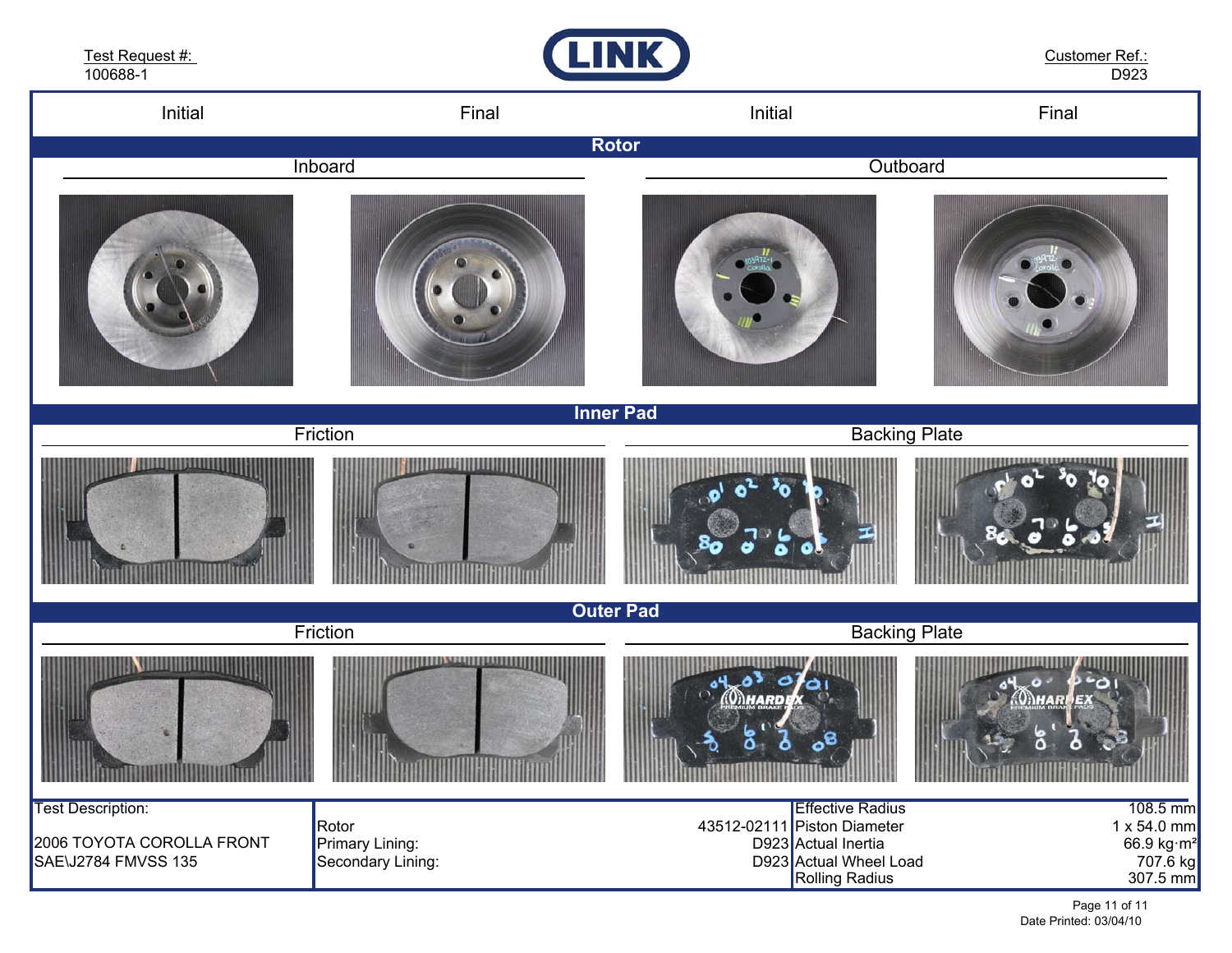Test Request #: 100688-1

Customer Ref.: D923

| Initial | Final | Initial | Final |
|---|---|---|---|

## Rotor

| Inboard | | Outboard | |
|---|---|---|---|

## Inner Pad

| Friction | | Backing Plate | |
|---|---|---|---|

## Outer Pad

| Friction | | Backing Plate | |
|---|---|---|---|

| | | | | | |
|---|---|---|---|---|---|
| Test Description: | | | | Effective Radius | 108.5 mm |
| | Rotor | 43512-02111 | | Piston Diameter | 1 x 54.0 mm |
| 2006 TOYOTA COROLLA FRONT | Primary Lining: | D923 | | Actual Inertia | 66.9 kg·m² |
| SAE\J2784 FMVSS 135 | Secondary Lining: | D923 | | Actual Wheel Load | 707.6 kg |
| | | | | Rolling Radius | 307.5 mm |

Date Printed: 03/04/10